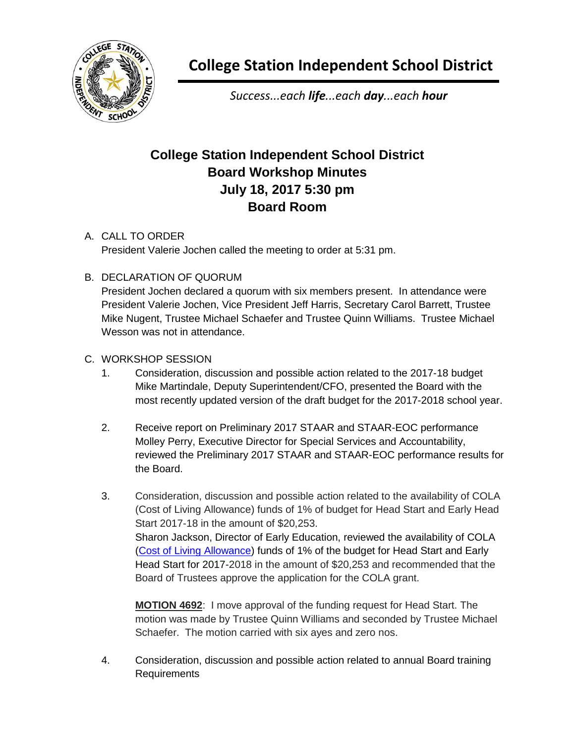# College Station Independent School District

*Success...each **life**...each **day**...each **hour***

## College Station Independent School District
## Board Workshop Minutes
## July 18, 2017 5:30 pm
## Board Room

A. CALL TO ORDER
President Valerie Jochen called the meeting to order at 5:31 pm.

B. DECLARATION OF QUORUM
President Jochen declared a quorum with six members present. In attendance were President Valerie Jochen, Vice President Jeff Harris, Secretary Carol Barrett, Trustee Mike Nugent, Trustee Michael Schaefer and Trustee Quinn Williams. Trustee Michael Wesson was not in attendance.

C. WORKSHOP SESSION

1. Consideration, discussion and possible action related to the 2017-18 budget
Mike Martindale, Deputy Superintendent/CFO, presented the Board with the most recently updated version of the draft budget for the 2017-2018 school year.

2. Receive report on Preliminary 2017 STAAR and STAAR-EOC performance
Molley Perry, Executive Director for Special Services and Accountability, reviewed the Preliminary 2017 STAAR and STAAR-EOC performance results for the Board.

3. Consideration, discussion and possible action related to the availability of COLA (Cost of Living Allowance) funds of 1% of budget for Head Start and Early Head Start 2017-18 in the amount of $20,253.
Sharon Jackson, Director of Early Education, reviewed the availability of COLA (Cost of Living Allowance) funds of 1% of the budget for Head Start and Early Head Start for 2017-2018 in the amount of $20,253 and recommended that the Board of Trustees approve the application for the COLA grant.

   **MOTION 4692**: I move approval of the funding request for Head Start. The motion was made by Trustee Quinn Williams and seconded by Trustee Michael Schaefer. The motion carried with six ayes and zero nos.

4. Consideration, discussion and possible action related to annual Board training Requirements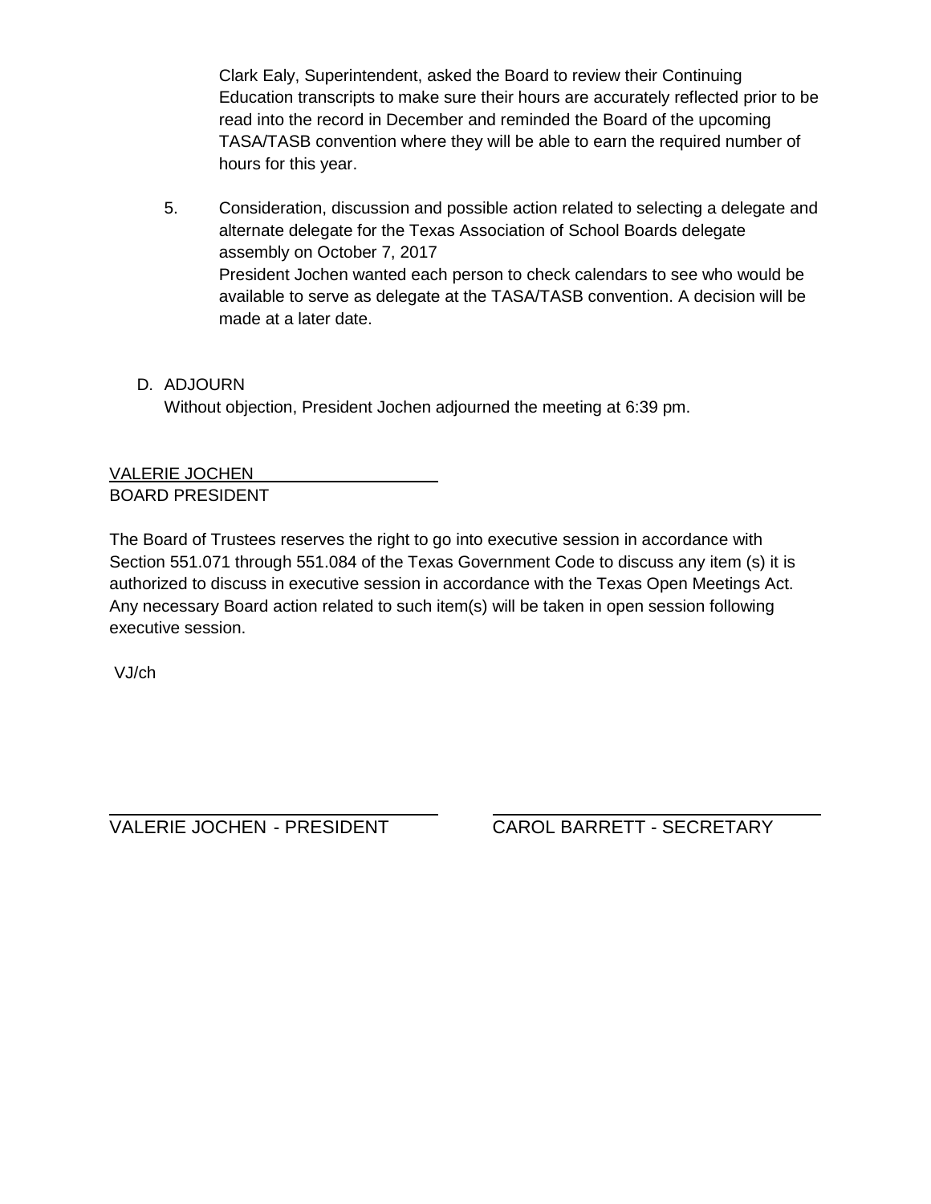Clark Ealy, Superintendent, asked the Board to review their Continuing Education transcripts to make sure their hours are accurately reflected prior to be read into the record in December and reminded the Board of the upcoming TASA/TASB convention where they will be able to earn the required number of hours for this year.

5. Consideration, discussion and possible action related to selecting a delegate and alternate delegate for the Texas Association of School Boards delegate assembly on October 7, 2017
   President Jochen wanted each person to check calendars to see who would be available to serve as delegate at the TASA/TASB convention. A decision will be made at a later date.

D. ADJOURN
   Without objection, President Jochen adjourned the meeting at 6:39 pm.

VALERIE JOCHEN
BOARD PRESIDENT

The Board of Trustees reserves the right to go into executive session in accordance with Section 551.071 through 551.084 of the Texas Government Code to discuss any item (s) it is authorized to discuss in executive session in accordance with the Texas Open Meetings Act. Any necessary Board action related to such item(s) will be taken in open session following executive session.

VJ/ch

VALERIE JOCHEN - PRESIDENT

CAROL BARRETT - SECRETARY